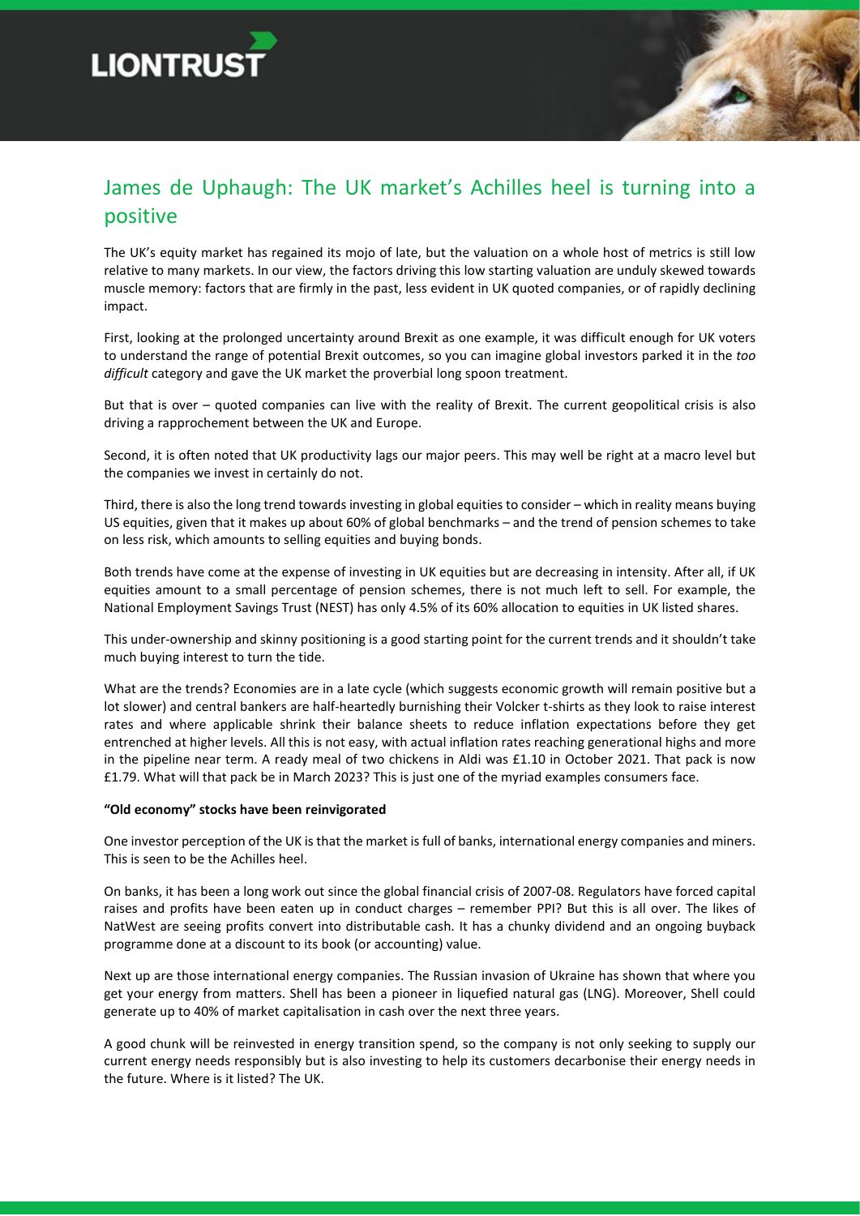# James de Uphaugh: The UK market's Achilles heel is turning into a positive

The UK's equity market has regained its mojo of late, but the valuation on a whole host of metrics is still low relative to many markets. In our view, the factors driving this low starting valuation are unduly skewed towards muscle memory: factors that are firmly in the past, less evident in UK quoted companies, or of rapidly declining impact.

First, looking at the prolonged uncertainty around Brexit as one example, it was difficult enough for UK voters to understand the range of potential Brexit outcomes, so you can imagine global investors parked it in the *too difficult* category and gave the UK market the proverbial long spoon treatment.

But that is over – quoted companies can live with the reality of Brexit. The current geopolitical crisis is also driving a rapprochement between the UK and Europe.

Second, it is often noted that UK productivity lags our major peers. This may well be right at a macro level but the companies we invest in certainly do not.

Third, there is also the long trend towards investing in global equities to consider – which in reality means buying US equities, given that it makes up about 60% of global benchmarks – and the trend of pension schemes to take on less risk, which amounts to selling equities and buying bonds.

Both trends have come at the expense of investing in UK equities but are decreasing in intensity. After all, if UK equities amount to a small percentage of pension schemes, there is not much left to sell. For example, the National Employment Savings Trust (NEST) has only 4.5% of its 60% allocation to equities in UK listed shares.

This under-ownership and skinny positioning is a good starting point for the current trends and it shouldn't take much buying interest to turn the tide.

What are the trends? Economies are in a late cycle (which suggests economic growth will remain positive but a lot slower) and central bankers are half-heartedly burnishing their Volcker t-shirts as they look to raise interest rates and where applicable shrink their balance sheets to reduce inflation expectations before they get entrenched at higher levels. All this is not easy, with actual inflation rates reaching generational highs and more in the pipeline near term. A ready meal of two chickens in Aldi was £1.10 in October 2021. That pack is now £1.79. What will that pack be in March 2023? This is just one of the myriad examples consumers face.

**"Old economy" stocks have been reinvigorated**

One investor perception of the UK is that the market is full of banks, international energy companies and miners. This is seen to be the Achilles heel.

On banks, it has been a long work out since the global financial crisis of 2007-08. Regulators have forced capital raises and profits have been eaten up in conduct charges – remember PPI? But this is all over. The likes of NatWest are seeing profits convert into distributable cash. It has a chunky dividend and an ongoing buyback programme done at a discount to its book (or accounting) value.

Next up are those international energy companies. The Russian invasion of Ukraine has shown that where you get your energy from matters. Shell has been a pioneer in liquefied natural gas (LNG). Moreover, Shell could generate up to 40% of market capitalisation in cash over the next three years.

A good chunk will be reinvested in energy transition spend, so the company is not only seeking to supply our current energy needs responsibly but is also investing to help its customers decarbonise their energy needs in the future. Where is it listed? The UK.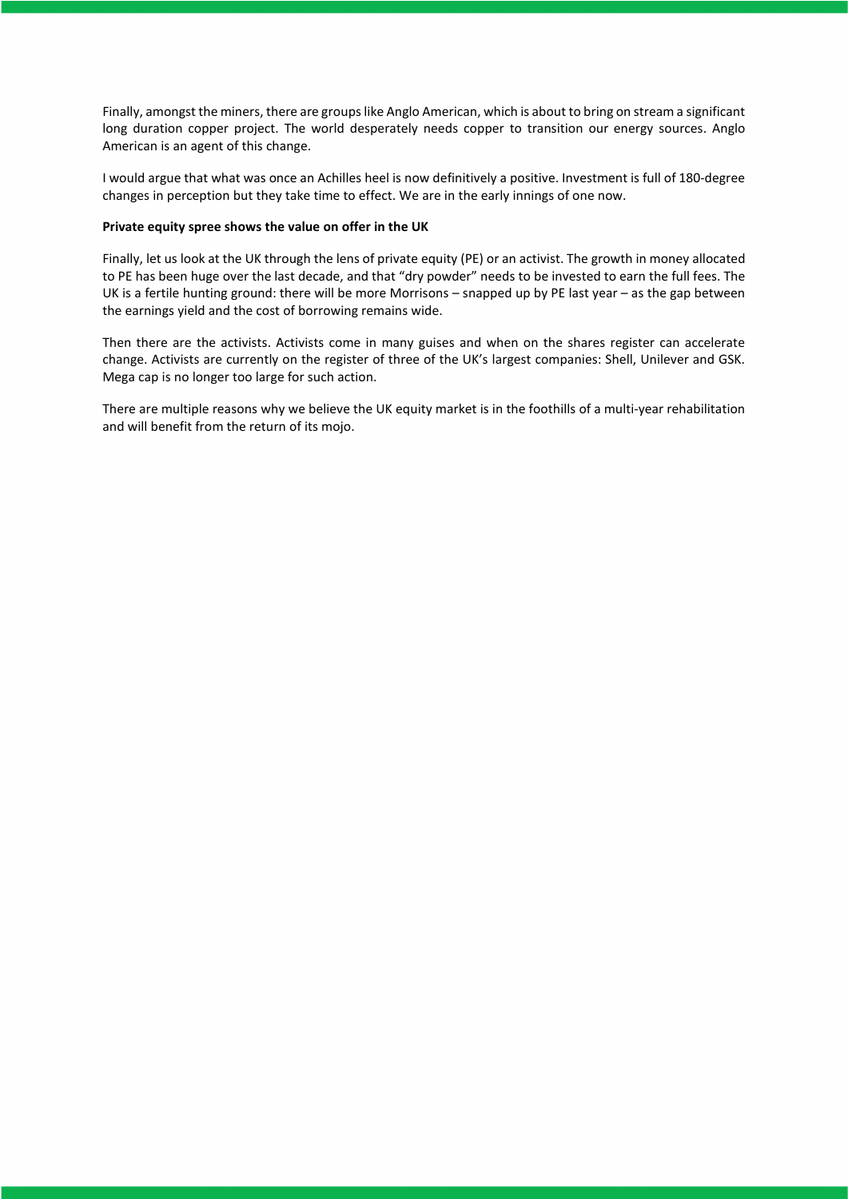Finally, amongst the miners, there are groups like Anglo American, which is about to bring on stream a significant long duration copper project. The world desperately needs copper to transition our energy sources. Anglo American is an agent of this change.

I would argue that what was once an Achilles heel is now definitively a positive. Investment is full of 180-degree changes in perception but they take time to effect. We are in the early innings of one now.

**Private equity spree shows the value on offer in the UK**

Finally, let us look at the UK through the lens of private equity (PE) or an activist. The growth in money allocated to PE has been huge over the last decade, and that "dry powder" needs to be invested to earn the full fees. The UK is a fertile hunting ground: there will be more Morrisons – snapped up by PE last year – as the gap between the earnings yield and the cost of borrowing remains wide.

Then there are the activists. Activists come in many guises and when on the shares register can accelerate change. Activists are currently on the register of three of the UK's largest companies: Shell, Unilever and GSK. Mega cap is no longer too large for such action.

There are multiple reasons why we believe the UK equity market is in the foothills of a multi-year rehabilitation and will benefit from the return of its mojo.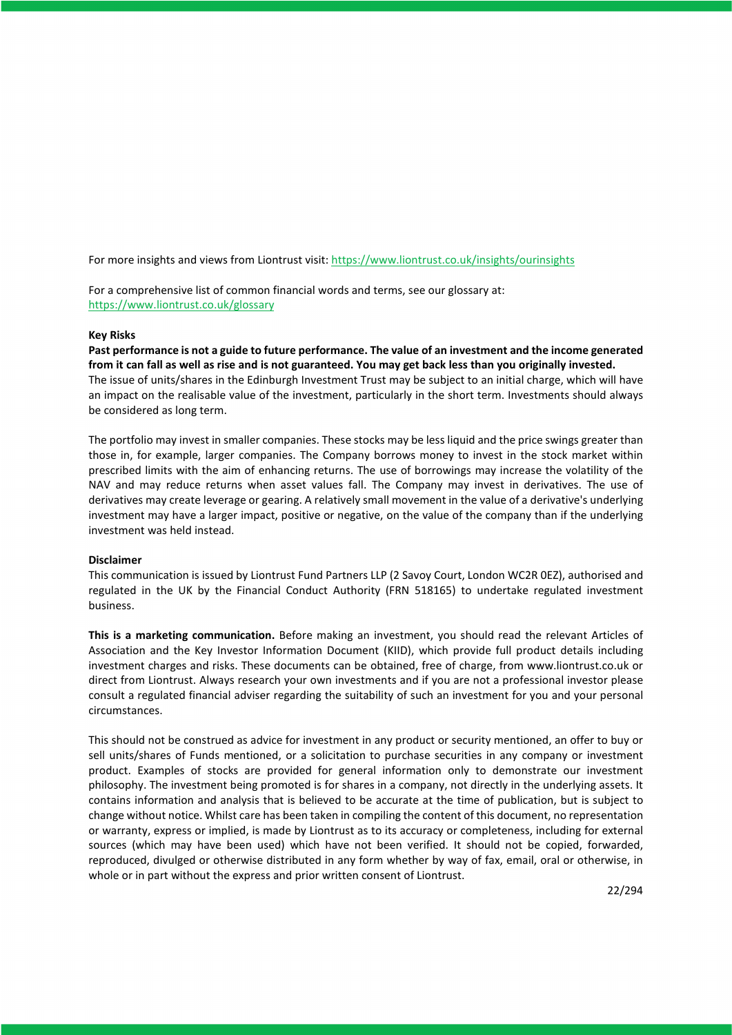For more insights and views from Liontrust visit: https://www.liontrust.co.uk/insights/ourinsights

For a comprehensive list of common financial words and terms, see our glossary at: https://www.liontrust.co.uk/glossary

**Key Risks**

**Past performance is not a guide to future performance. The value of an investment and the income generated from it can fall as well as rise and is not guaranteed. You may get back less than you originally invested.**

The issue of units/shares in the Edinburgh Investment Trust may be subject to an initial charge, which will have an impact on the realisable value of the investment, particularly in the short term. Investments should always be considered as long term.

The portfolio may invest in smaller companies. These stocks may be less liquid and the price swings greater than those in, for example, larger companies. The Company borrows money to invest in the stock market within prescribed limits with the aim of enhancing returns. The use of borrowings may increase the volatility of the NAV and may reduce returns when asset values fall. The Company may invest in derivatives. The use of derivatives may create leverage or gearing. A relatively small movement in the value of a derivative's underlying investment may have a larger impact, positive or negative, on the value of the company than if the underlying investment was held instead.

**Disclaimer**

This communication is issued by Liontrust Fund Partners LLP (2 Savoy Court, London WC2R 0EZ), authorised and regulated in the UK by the Financial Conduct Authority (FRN 518165) to undertake regulated investment business.

**This is a marketing communication.** Before making an investment, you should read the relevant Articles of Association and the Key Investor Information Document (KIID), which provide full product details including investment charges and risks. These documents can be obtained, free of charge, from www.liontrust.co.uk or direct from Liontrust. Always research your own investments and if you are not a professional investor please consult a regulated financial adviser regarding the suitability of such an investment for you and your personal circumstances.

This should not be construed as advice for investment in any product or security mentioned, an offer to buy or sell units/shares of Funds mentioned, or a solicitation to purchase securities in any company or investment product. Examples of stocks are provided for general information only to demonstrate our investment philosophy. The investment being promoted is for shares in a company, not directly in the underlying assets. It contains information and analysis that is believed to be accurate at the time of publication, but is subject to change without notice. Whilst care has been taken in compiling the content of this document, no representation or warranty, express or implied, is made by Liontrust as to its accuracy or completeness, including for external sources (which may have been used) which have not been verified. It should not be copied, forwarded, reproduced, divulged or otherwise distributed in any form whether by way of fax, email, oral or otherwise, in whole or in part without the express and prior written consent of Liontrust.